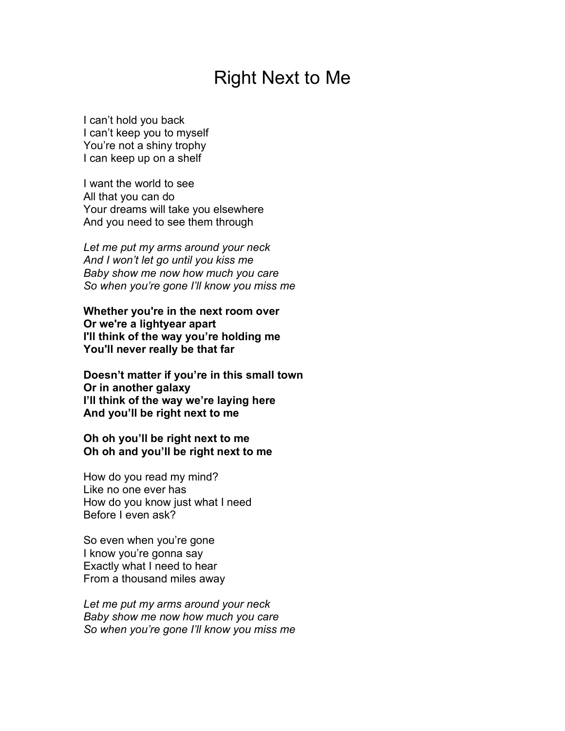# Right Next to Me

I can't hold you back
I can't keep you to myself
You're not a shiny trophy
I can keep up on a shelf

I want the world to see
All that you can do
Your dreams will take you elsewhere
And you need to see them through

*Let me put my arms around your neck*
*And I won't let go until you kiss me*
*Baby show me now how much you care*
*So when you're gone I'll know you miss me*

**Whether you're in the next room over**
**Or we're a lightyear apart**
**I'll think of the way you're holding me**
**You'll never really be that far**

**Doesn't matter if you're in this small town**
**Or in another galaxy**
**I'll think of the way we're laying here**
**And you'll be right next to me**

**Oh oh you'll be right next to me**
**Oh oh and you'll be right next to me**

How do you read my mind?
Like no one ever has
How do you know just what I need
Before I even ask?

So even when you're gone
I know you're gonna say
Exactly what I need to hear
From a thousand miles away

*Let me put my arms around your neck*
*Baby show me now how much you care*
*So when you're gone I'll know you miss me*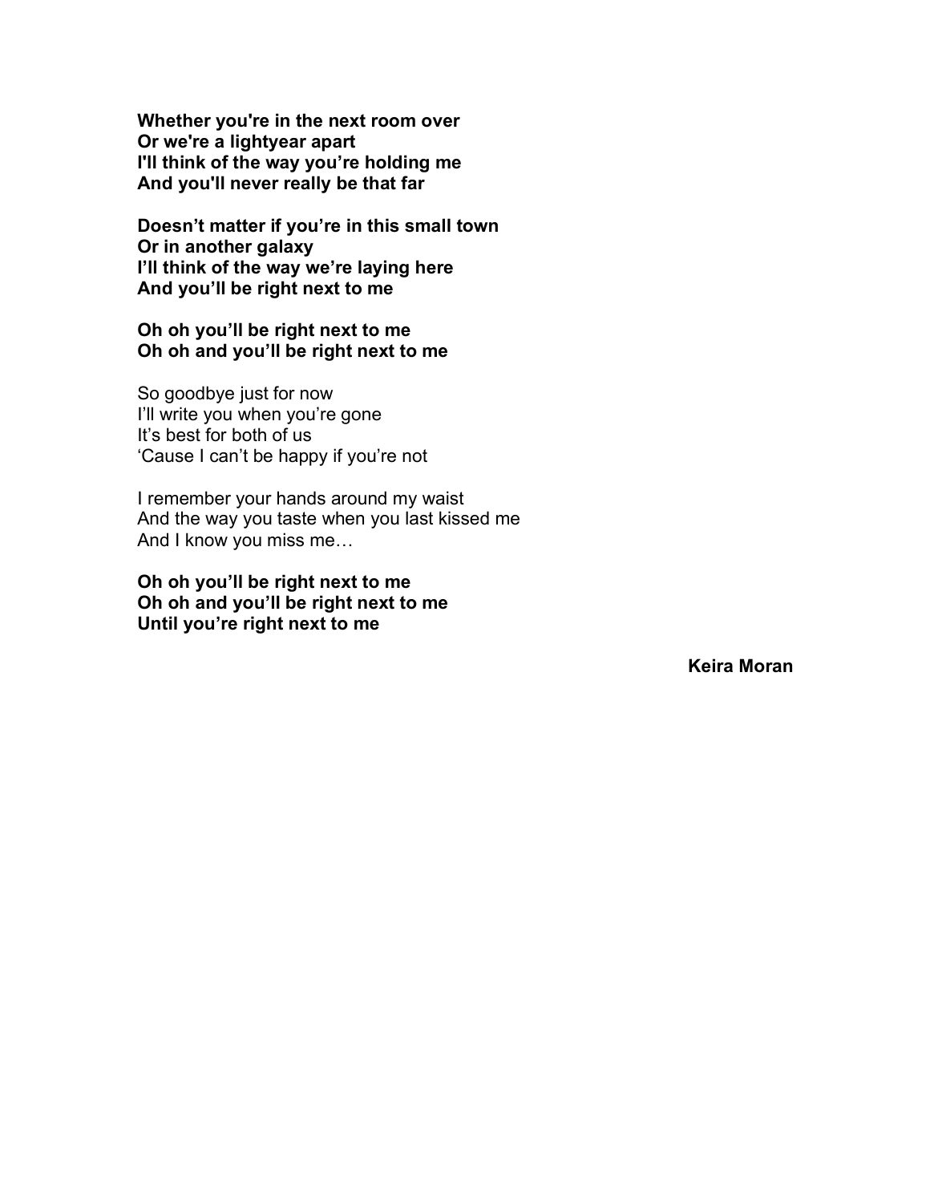**Whether you're in the next room over**
**Or we're a lightyear apart**
**I'll think of the way you're holding me**
**And you'll never really be that far**

**Doesn't matter if you're in this small town**
**Or in another galaxy**
**I'll think of the way we're laying here**
**And you'll be right next to me**

**Oh oh you'll be right next to me**
**Oh oh and you'll be right next to me**

So goodbye just for now
I'll write you when you're gone
It's best for both of us
'Cause I can't be happy if you're not

I remember your hands around my waist
And the way you taste when you last kissed me
And I know you miss me…

**Oh oh you'll be right next to me**
**Oh oh and you'll be right next to me**
**Until you're right next to me**

**Keira Moran**